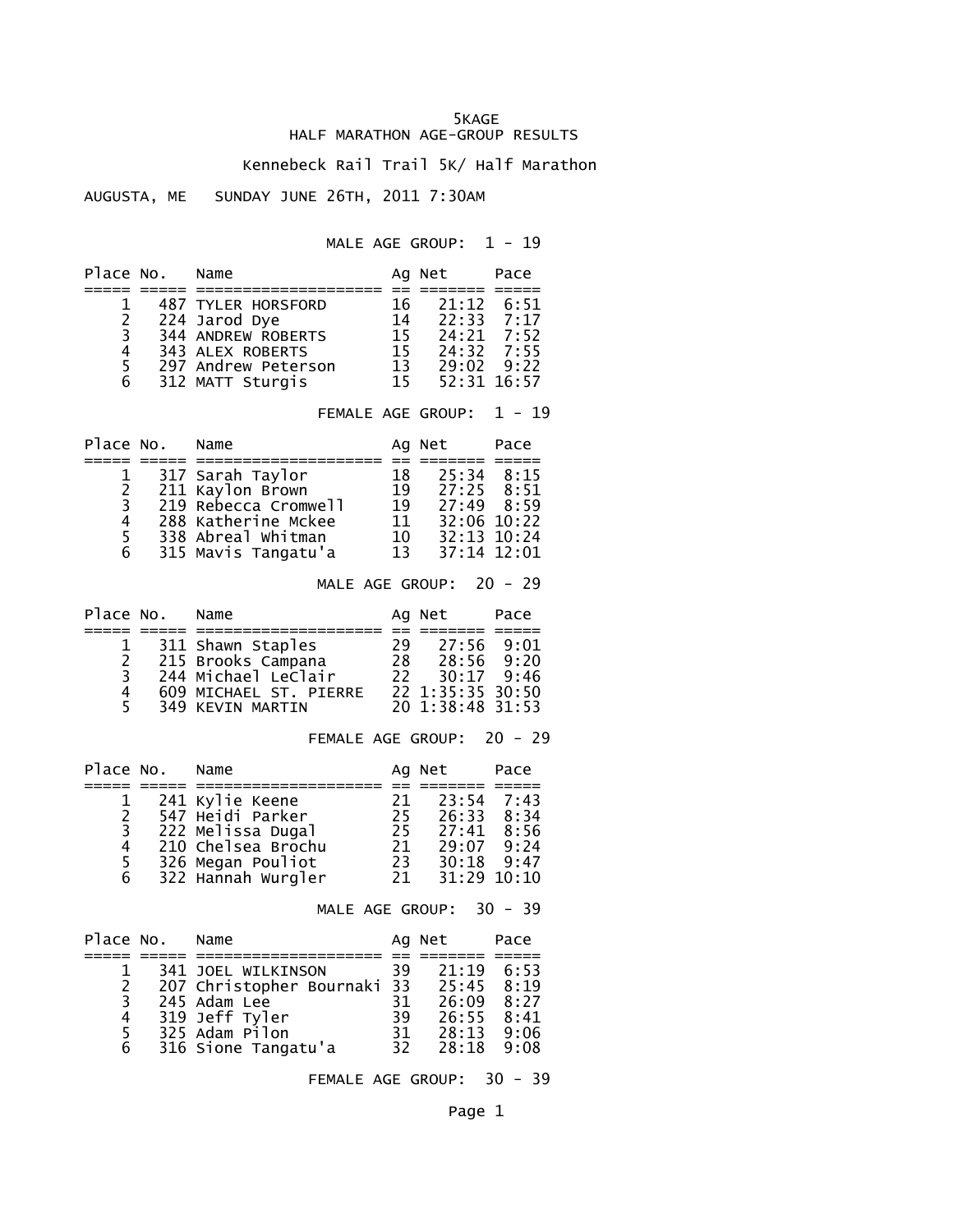# 5KAGE

## HALF MARATHON AGE-GROUP RESULTS

### Kennebeck Rail Trail 5K/ Half Marathon

AUGUSTA, ME SUNDAY JUNE 26TH, 2011 7:30AM

#### MALE AGE GROUP: 1 - 19

| Place | No. | Name | Ag | Net | Pace |
|---|---|---|---|---|---|
| 1 | 487 | TYLER HORSFORD | 16 | 21:12 | 6:51 |
| 2 | 224 | Jarod Dye | 14 | 22:33 | 7:17 |
| 3 | 344 | ANDREW ROBERTS | 15 | 24:21 | 7:52 |
| 4 | 343 | ALEX ROBERTS | 15 | 24:32 | 7:55 |
| 5 | 297 | Andrew Peterson | 13 | 29:02 | 9:22 |
| 6 | 312 | MATT Sturgis | 15 | 52:31 | 16:57 |

#### FEMALE AGE GROUP: 1 - 19

| Place | No. | Name | Ag | Net | Pace |
|---|---|---|---|---|---|
| 1 | 317 | Sarah Taylor | 18 | 25:34 | 8:15 |
| 2 | 211 | Kaylon Brown | 19 | 27:25 | 8:51 |
| 3 | 219 | Rebecca Cromwell | 19 | 27:49 | 8:59 |
| 4 | 288 | Katherine Mckee | 11 | 32:06 | 10:22 |
| 5 | 338 | Abreal Whitman | 10 | 32:13 | 10:24 |
| 6 | 315 | Mavis Tangatu'a | 13 | 37:14 | 12:01 |

#### MALE AGE GROUP: 20 - 29

| Place | No. | Name | Ag | Net | Pace |
|---|---|---|---|---|---|
| 1 | 311 | Shawn Staples | 29 | 27:56 | 9:01 |
| 2 | 215 | Brooks Campana | 28 | 28:56 | 9:20 |
| 3 | 244 | Michael LeClair | 22 | 30:17 | 9:46 |
| 4 | 609 | MICHAEL ST. PIERRE | 22 | 1:35:35 | 30:50 |
| 5 | 349 | KEVIN MARTIN | 20 | 1:38:48 | 31:53 |

#### FEMALE AGE GROUP: 20 - 29

| Place | No. | Name | Ag | Net | Pace |
|---|---|---|---|---|---|
| 1 | 241 | Kylie Keene | 21 | 23:54 | 7:43 |
| 2 | 547 | Heidi Parker | 25 | 26:33 | 8:34 |
| 3 | 222 | Melissa Dugal | 25 | 27:41 | 8:56 |
| 4 | 210 | Chelsea Brochu | 21 | 29:07 | 9:24 |
| 5 | 326 | Megan Pouliot | 23 | 30:18 | 9:47 |
| 6 | 322 | Hannah Wurgler | 21 | 31:29 | 10:10 |

#### MALE AGE GROUP: 30 - 39

| Place | No. | Name | Ag | Net | Pace |
|---|---|---|---|---|---|
| 1 | 341 | JOEL WILKINSON | 39 | 21:19 | 6:53 |
| 2 | 207 | Christopher Bournaki | 33 | 25:45 | 8:19 |
| 3 | 245 | Adam Lee | 31 | 26:09 | 8:27 |
| 4 | 319 | Jeff Tyler | 39 | 26:55 | 8:41 |
| 5 | 325 | Adam Pilon | 31 | 28:13 | 9:06 |
| 6 | 316 | Sione Tangatu'a | 32 | 28:18 | 9:08 |

#### FEMALE AGE GROUP: 30 - 39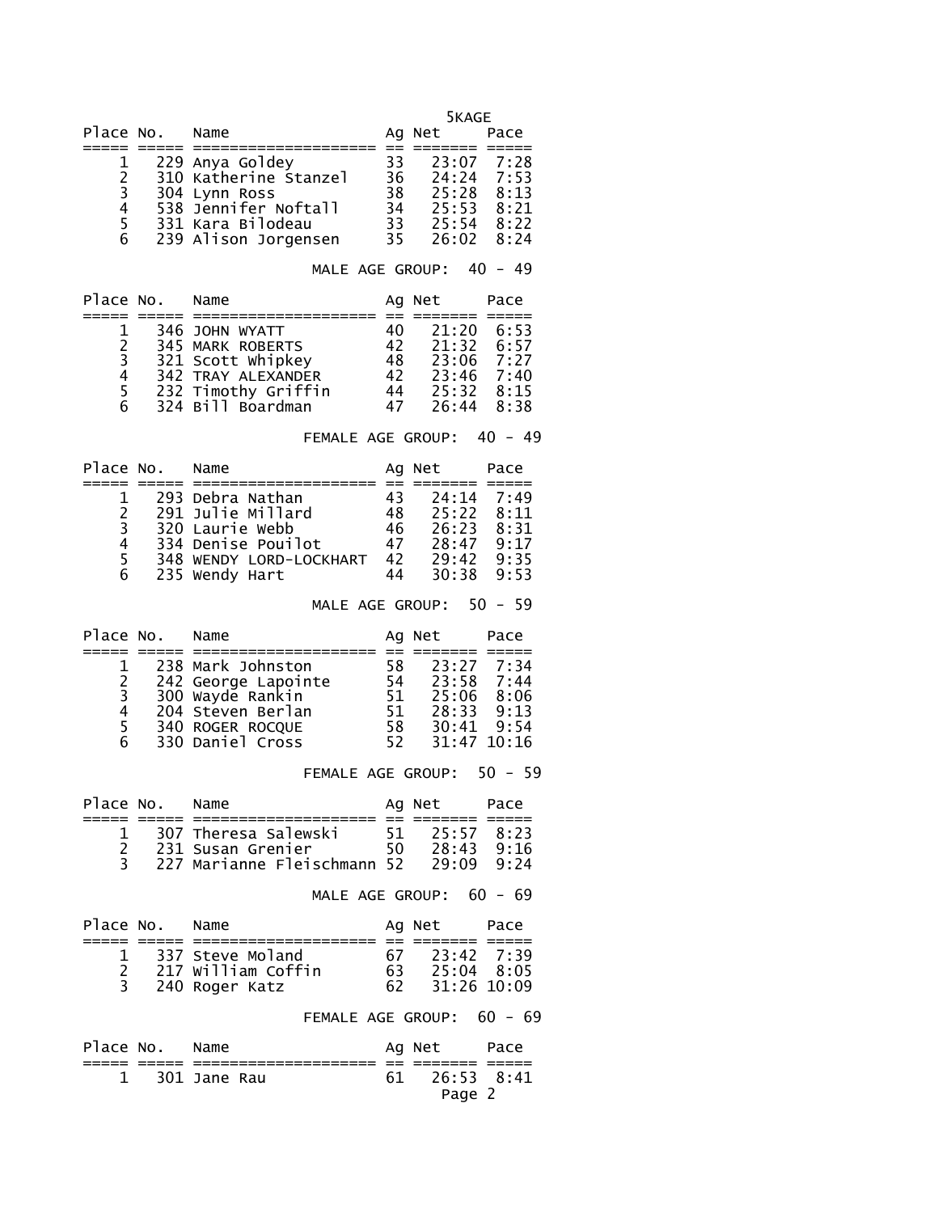5KAGE

| Place | No. | Name | Ag | Net | Pace |
|---|---|---|---|---|---|
| 1 | 229 | Anya Goldey | 33 | 23:07 | 7:28 |
| 2 | 310 | Katherine Stanzel | 36 | 24:24 | 7:53 |
| 3 | 304 | Lynn Ross | 38 | 25:28 | 8:13 |
| 4 | 538 | Jennifer Noftall | 34 | 25:53 | 8:21 |
| 5 | 331 | Kara Bilodeau | 33 | 25:54 | 8:22 |
| 6 | 239 | Alison Jorgensen | 35 | 26:02 | 8:24 |

MALE AGE GROUP: 40 - 49

| Place | No. | Name | Ag | Net | Pace |
|---|---|---|---|---|---|
| 1 | 346 | JOHN WYATT | 40 | 21:20 | 6:53 |
| 2 | 345 | MARK ROBERTS | 42 | 21:32 | 6:57 |
| 3 | 321 | Scott Whipkey | 48 | 23:06 | 7:27 |
| 4 | 342 | TRAY ALEXANDER | 42 | 23:46 | 7:40 |
| 5 | 232 | Timothy Griffin | 44 | 25:32 | 8:15 |
| 6 | 324 | Bill Boardman | 47 | 26:44 | 8:38 |

FEMALE AGE GROUP: 40 - 49

| Place | No. | Name | Ag | Net | Pace |
|---|---|---|---|---|---|
| 1 | 293 | Debra Nathan | 43 | 24:14 | 7:49 |
| 2 | 291 | Julie Millard | 48 | 25:22 | 8:11 |
| 3 | 320 | Laurie Webb | 46 | 26:23 | 8:31 |
| 4 | 334 | Denise Pouilot | 47 | 28:47 | 9:17 |
| 5 | 348 | WENDY LORD-LOCKHART | 42 | 29:42 | 9:35 |
| 6 | 235 | Wendy Hart | 44 | 30:38 | 9:53 |

MALE AGE GROUP: 50 - 59

| Place | No. | Name | Ag | Net | Pace |
|---|---|---|---|---|---|
| 1 | 238 | Mark Johnston | 58 | 23:27 | 7:34 |
| 2 | 242 | George Lapointe | 54 | 23:58 | 7:44 |
| 3 | 300 | Wayde Rankin | 51 | 25:06 | 8:06 |
| 4 | 204 | Steven Berlan | 51 | 28:33 | 9:13 |
| 5 | 340 | ROGER ROCQUE | 58 | 30:41 | 9:54 |
| 6 | 330 | Daniel Cross | 52 | 31:47 | 10:16 |

FEMALE AGE GROUP: 50 - 59

| Place | No. | Name | Ag | Net | Pace |
|---|---|---|---|---|---|
| 1 | 307 | Theresa Salewski | 51 | 25:57 | 8:23 |
| 2 | 231 | Susan Grenier | 50 | 28:43 | 9:16 |
| 3 | 227 | Marianne Fleischmann | 52 | 29:09 | 9:24 |

MALE AGE GROUP: 60 - 69

| Place | No. | Name | Ag | Net | Pace |
|---|---|---|---|---|---|
| 1 | 337 | Steve Moland | 67 | 23:42 | 7:39 |
| 2 | 217 | William Coffin | 63 | 25:04 | 8:05 |
| 3 | 240 | Roger Katz | 62 | 31:26 | 10:09 |

FEMALE AGE GROUP: 60 - 69

| Place | No. | Name | Ag | Net | Pace |
|---|---|---|---|---|---|
| 1 | 301 | Jane Rau | 61 | 26:53 | 8:41 |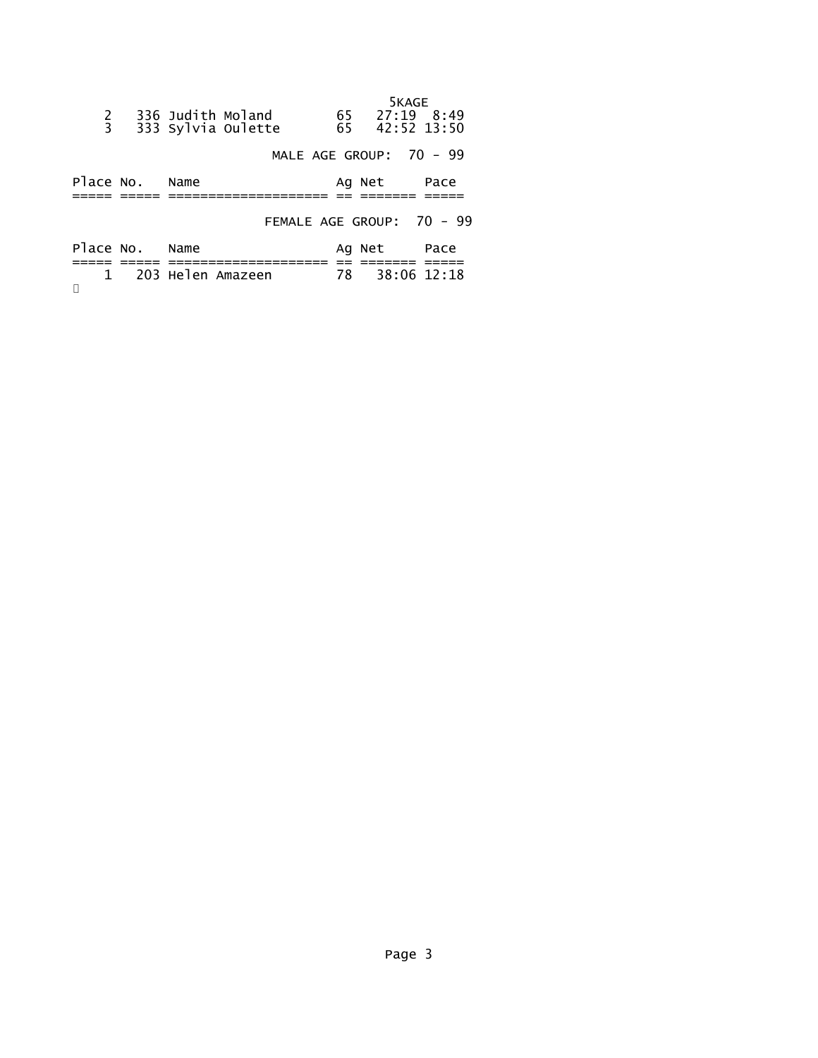5KAGE

| Place | No. | Name | Ag | Net | Pace |
| --- | --- | --- | --- | --- | --- |
| 2 | 336 | Judith Moland | 65 | 27:19 | 8:49 |
| 3 | 333 | Sylvia Oulette | 65 | 42:52 | 13:50 |

MALE AGE GROUP: 70 - 99

| Place | No. | Name | Ag | Net | Pace |
| --- | --- | --- | --- | --- | --- |

FEMALE AGE GROUP: 70 - 99

| Place | No. | Name | Ag | Net | Pace |
| --- | --- | --- | --- | --- | --- |
| 1 | 203 | Helen Amazeen | 78 | 38:06 | 12:18 |